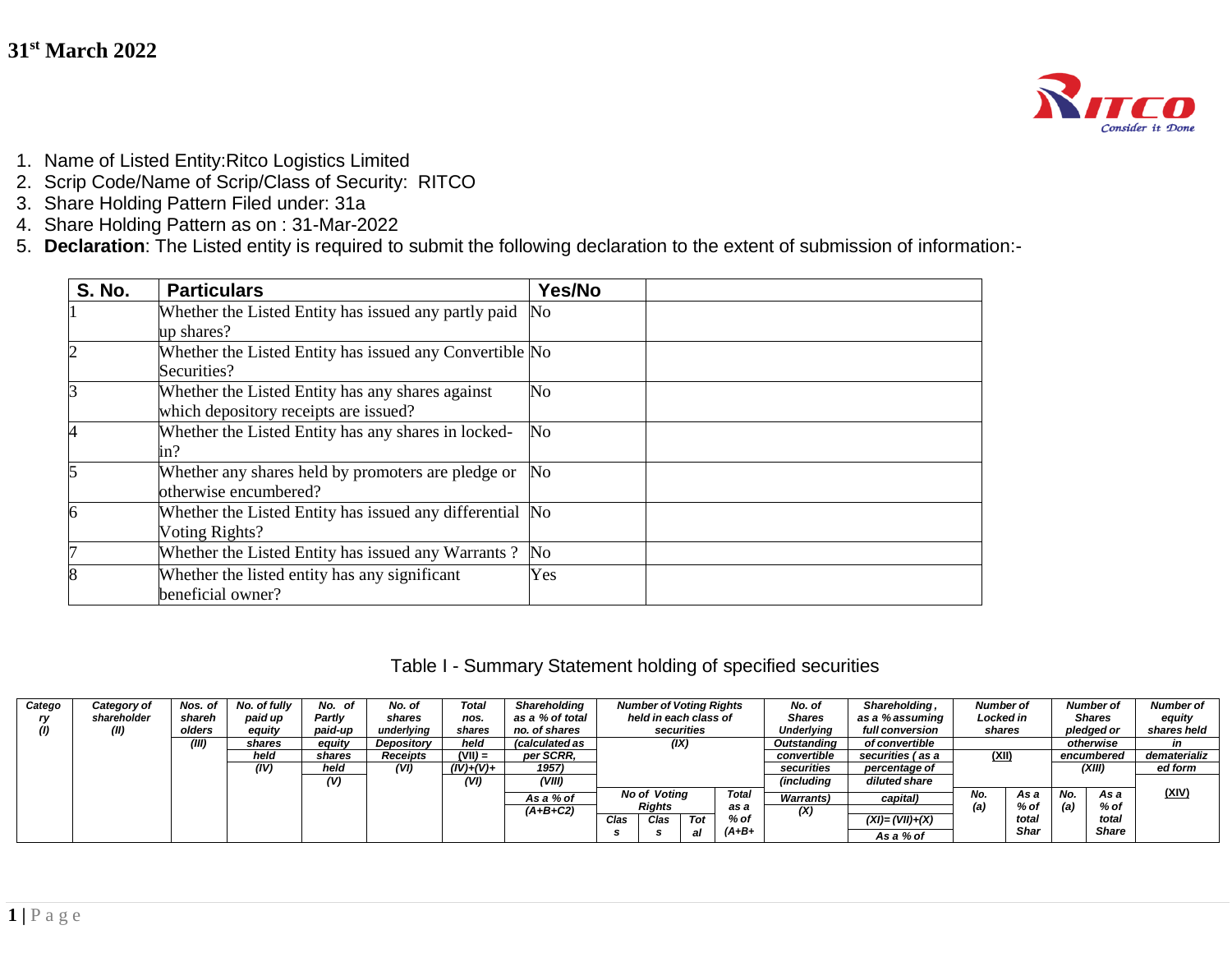**31st March 2022**

1. Name of Listed Entity:Ritco Logistics Limited
2. Scrip Code/Name of Scrip/Class of Security: RITCO
3. Share Holding Pattern Filed under: 31a
4. Share Holding Pattern as on : 31-Mar-2022
5. **Declaration**: The Listed entity is required to submit the following declaration to the extent of submission of information:-

| S. No. | Particulars | Yes/No | |
|---|---|---|---|
| 1 | Whether the Listed Entity has issued any partly paid up shares? | No | |
| 2 | Whether the Listed Entity has issued any Convertible Securities? | No | |
| 3 | Whether the Listed Entity has any shares against which depository receipts are issued? | No | |
| 4 | Whether the Listed Entity has any shares in locked-in? | No | |
| 5 | Whether any shares held by promoters are pledge or otherwise encumbered? | No | |
| 6 | Whether the Listed Entity has issued any differential Voting Rights? | No | |
| 7 | Whether the Listed Entity has issued any Warrants ? | No | |
| 8 | Whether the listed entity has any significant beneficial owner? | Yes | |

Table I - Summary Statement holding of specified securities

| Category (I) | Category of shareholder (II) | Nos. of shareholders (III) | No. of fully paid up equity shares held (IV) | No. of Partly paid-up equity shares held (V) | No. of shares underlying Depository Receipts (VI) | Total nos. shares held (VII) = (IV)+(V)+ (VI) | Shareholding as a % of total no. of shares (calculated as per SCRR, 1957) (VIII) As a % of (A+B+C2) | Number of Voting Rights held in each class of securities (IX) | | | | No. of Shares Underlying Outstanding convertible securities (including Warrants) (X) | Shareholding, as a % assuming full conversion of convertible securities ( as a percentage of diluted share capital) (XI)= (VII)+(X) As a % of | Number of Locked in shares (XII) | | Number of Shares pledged or otherwise encumbered (XIII) | | Number of equity shares held in dematerialized form (XIV) |
|---|---|---|---|---|---|---|---|---|---|---|---|---|---|---|---|---|---|---|
| | | | | | | | | No of Voting Rights | | | Total as a % of (A+B+ | | | No. (a) | As a % of total Shar | No. (a) | As a % of total Share | |
| | | | | | | | | Class | Class | Total | | | | | | | | |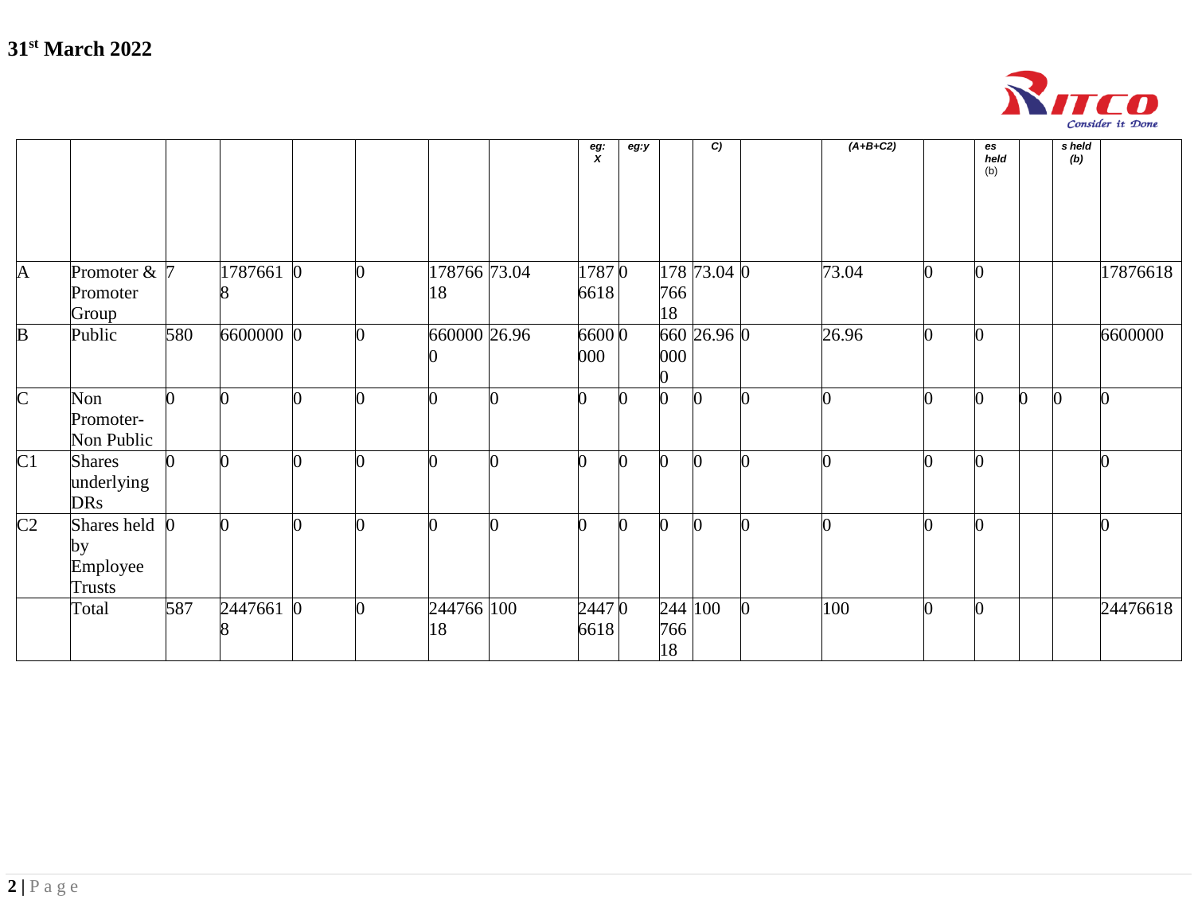## 31st March 2022

| | | | | | | | | eg: X | eg:y | | C) | | (A+B+C2) | | es held (b) | | s held (b) | |
|---|---|---|---|---|---|---|---|---|---|---|---|---|---|---|---|---|---|---|
| A | Promoter & Promoter Group | 7 | 17876618 | 0 | 0 | 17876618 | 73.04 | 17876618 | 0 | 17876618 | 73.04 | 0 | 73.04 | 0 | 0 | | | 17876618 |
| B | Public | 580 | 6600000 | 0 | 0 | 6600000 | 26.96 | 6600000 | 0 | 6600000 | 26.96 | 0 | 26.96 | 0 | 0 | | | 6600000 |
| C | Non Promoter-Non Public | 0 | 0 | 0 | 0 | 0 | 0 | 0 | 0 | 0 | 0 | 0 | 0 | 0 | 0 | 0 | 0 | 0 |
| C1 | Shares underlying DRs | 0 | 0 | 0 | 0 | 0 | 0 | 0 | 0 | 0 | 0 | 0 | 0 | 0 | 0 | | | 0 |
| C2 | Shares held by Employee Trusts | 0 | 0 | 0 | 0 | 0 | 0 | 0 | 0 | 0 | 0 | 0 | 0 | 0 | 0 | | | 0 |
| | Total | 587 | 24476618 | 0 | 0 | 24476618 | 100 | 24476618 | 0 | 24476618 | 100 | 0 | 100 | 0 | 0 | | | 24476618 |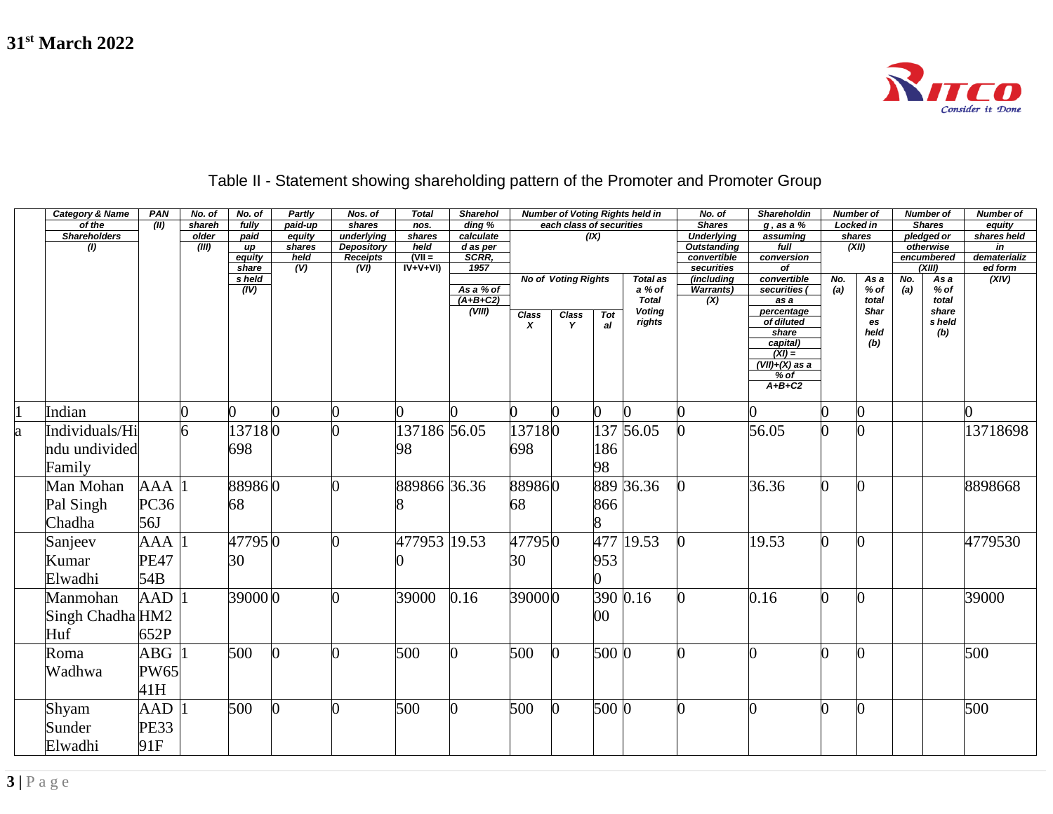**31st March 2022**

Table II - Statement showing shareholding pattern of the Promoter and Promoter Group

| | Category & Name of the Shareholders (I) | PAN (II) | No. of shareholder (III) | No. of fully paid up equity share s held (IV) | Partly paid-up equity shares held (V) | Nos. of shares underlying Depository Receipts (VI) | Total nos. shares held (VII = IV+V+VI) | Shareholding % calculated as per SCRR, 1957 As a % of (A+B+C2) (VIII) | Number of Voting Rights held in each class of securities (IX) | | | | No. of Shares Underlying Outstanding convertible securities (including Warrants) (X) | Shareholding , as a % assuming full conversion of convertible securities ( as a percentage of diluted share capital) (XI) = (VII)+(X) as a % of A+B+C2 | Number of Locked in shares (XII) | | Number of Shares pledged or otherwise encumbered (XIII) | | Number of equity shares held in dematerialized form (XIV) |
|---|---|---|---|---|---|---|---|---|---|---|---|---|---|---|---|---|---|---|---|
| | | | | | | | | | No of Voting Rights | | | Total as a % of Total Voting rights | | | No. (a) | As a % of total Shares held (b) | No. (a) | As a % of total shares held (b) | |
| | | | | | | | | | Class X | Class Y | Total | | | | | | | | |
| 1 | Indian | | 0 | 0 | 0 | 0 | 0 | 0 | 0 | 0 | 0 | 0 | 0 | 0 | 0 | 0 | | | 0 |
| a | Individuals/Hindu undivided Family | | 6 | 13718698 | 0 | 0 | 13718698 | 56.05 | 13718698 | 0 | 13718698 | 56.05 | 0 | 56.05 | 0 | 0 | | | 13718698 |
| | Man Mohan Pal Singh Chadha | AAAPC3656J | 1 | 8898668 | 0 | 0 | 8898668 | 36.36 | 8898668 | 0 | 8898668 | 36.36 | 0 | 36.36 | 0 | 0 | | | 8898668 |
| | Sanjeev Kumar Elwadhi | AAAPE4754B | 1 | 4779530 | 0 | 0 | 4779530 | 19.53 | 4779530 | 0 | 4779530 | 19.53 | 0 | 19.53 | 0 | 0 | | | 4779530 |
| | Manmohan Singh Chadha Huf | AADHM2652P | 1 | 39000 | 0 | 0 | 39000 | 0.16 | 39000 | 0 | 39000 | 0.16 | 0 | 0.16 | 0 | 0 | | | 39000 |
| | Roma Wadhwa | ABGPW6541H | 1 | 500 | 0 | 0 | 500 | 0 | 500 | 0 | 500 | 0 | 0 | 0 | 0 | 0 | | | 500 |
| | Shyam Sunder Elwadhi | AADPE3391F | 1 | 500 | 0 | 0 | 500 | 0 | 500 | 0 | 500 | 0 | 0 | 0 | 0 | 0 | | | 500 |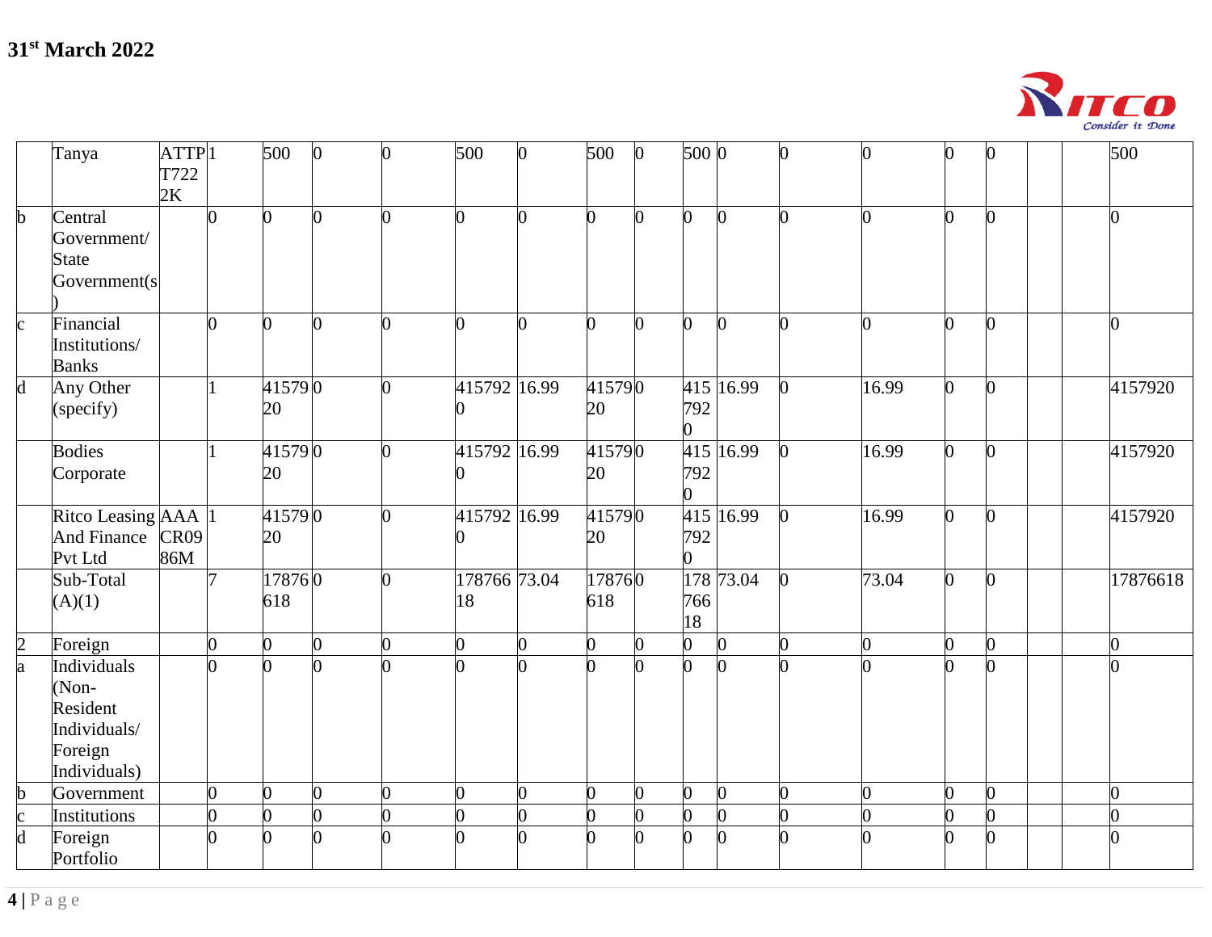| | | | | | | | | | | | | | | | | | | | |
|---|---|---|---|---|---|---|---|---|---|---|---|---|---|---|---|---|---|---|---|
| | Tanya | ATTPT7222K | 1 | 500 | 0 | 0 | 500 | 0 | 500 | 0 | 500 | 0 | 0 | 0 | 0 | 0 | | | 500 |
| b | Central Government/ State Government(s) | | 0 | 0 | 0 | 0 | 0 | 0 | 0 | 0 | 0 | 0 | 0 | 0 | 0 | 0 | | | 0 |
| c | Financial Institutions/ Banks | | 0 | 0 | 0 | 0 | 0 | 0 | 0 | 0 | 0 | 0 | 0 | 0 | 0 | 0 | | | 0 |
| d | Any Other (specify) | | 1 | 4157920 | 0 | 0 | 4157920 | 16.99 | 4157920 | 0 | 4157920 | 16.99 | 0 | 16.99 | 0 | 0 | | | 4157920 |
| | Bodies Corporate | | 1 | 4157920 | 0 | 0 | 4157920 | 16.99 | 4157920 | 0 | 4157920 | 16.99 | 0 | 16.99 | 0 | 0 | | | 4157920 |
| | Ritco Leasing And Finance Pvt Ltd | AAACR0986M | 1 | 4157920 | 0 | 0 | 4157920 | 16.99 | 4157920 | 0 | 4157920 | 16.99 | 0 | 16.99 | 0 | 0 | | | 4157920 |
| | Sub-Total (A)(1) | | 7 | 17876618 | 0 | 0 | 17876618 | 73.04 | 17876618 | 0 | 17876618 | 73.04 | 0 | 73.04 | 0 | 0 | | | 17876618 |
| 2 | Foreign | | 0 | 0 | 0 | 0 | 0 | 0 | 0 | 0 | 0 | 0 | 0 | 0 | 0 | 0 | | | 0 |
| a | Individuals (Non-Resident Individuals/ Foreign Individuals) | | 0 | 0 | 0 | 0 | 0 | 0 | 0 | 0 | 0 | 0 | 0 | 0 | 0 | 0 | | | 0 |
| b | Government | | 0 | 0 | 0 | 0 | 0 | 0 | 0 | 0 | 0 | 0 | 0 | 0 | 0 | 0 | | | 0 |
| c | Institutions | | 0 | 0 | 0 | 0 | 0 | 0 | 0 | 0 | 0 | 0 | 0 | 0 | 0 | 0 | | | 0 |
| d | Foreign Portfolio | | 0 | 0 | 0 | 0 | 0 | 0 | 0 | 0 | 0 | 0 | 0 | 0 | 0 | 0 | | | 0 |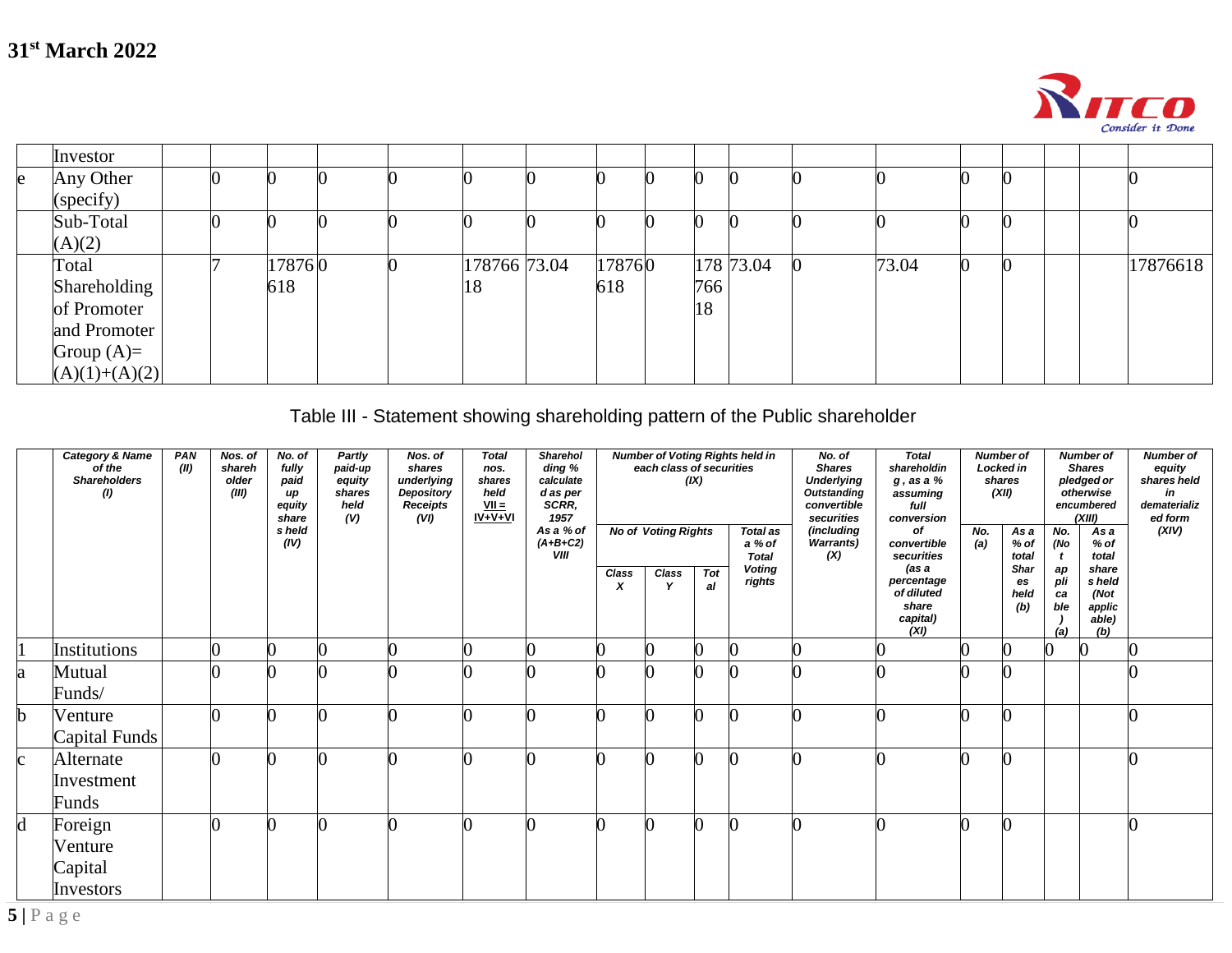**31st March 2022**

| | | | | | | | | | | | | | | | | | | |
|---|---|---|---|---|---|---|---|---|---|---|---|---|---|---|---|---|---|---|
| | Investor | | | | | | | | | | | | | | | | | |
| e | Any Other (specify) | | 0 | 0 | 0 | 0 | 0 | 0 | 0 | 0 | 0 | 0 | 0 | 0 | 0 | 0 | | 0 |
| | Sub-Total (A)(2) | | 0 | 0 | 0 | 0 | 0 | 0 | 0 | 0 | 0 | 0 | 0 | 0 | 0 | 0 | | 0 |
| | Total Shareholding of Promoter and Promoter Group (A)= (A)(1)+(A)(2) | | 7 | 17876618 | 0 | 0 | 17876618 | 73.04 | 17876618 | 0 | 17876618 | 73.04 | 0 | 73.04 | 0 | 0 | | 17876618 |

Table III - Statement showing shareholding pattern of the Public shareholder

| | Category & Name of the Shareholders (I) | PAN (II) | Nos. of shareholder (III) | No. of fully paid up equity share s held (IV) | Partly paid-up equity shares held (V) | Nos. of shares underlying Depository Receipts (VI) | Total nos. shares held VII = IV+V+VI | Shareholding % calculated as per SCRR, 1957 As a % of (A+B+C2) VIII | Number of Voting Rights held in each class of securities (IX) | | | | No. of Shares Underlying Outstanding convertible securities (including Warrants) (X) | Total shareholding , as a % assuming full conversion of convertible securities (as a percentage of diluted share capital) (XI) | Number of Locked in shares (XII) | | Number of Shares pledged or otherwise encumbered (XIII) | | Number of equity shares held in dematerialized form (XIV) |
|---|---|---|---|---|---|---|---|---|---|---|---|---|---|---|---|---|---|---|---|
| | | | | | | | | | No of Voting Rights | | | Total as a % of Total Voting rights | | | No. (a) | As a % of total Shares held (b) | No. (Not applicable) (a) | As a % of total shares held (Not applicable) (b) | |
| | | | | | | | | | Class X | Class Y | Total | | | | | | | | |
| 1 | Institutions | | 0 | 0 | 0 | 0 | 0 | 0 | 0 | 0 | 0 | 0 | 0 | 0 | 0 | 0 | 0 | 0 | 0 |
| a | Mutual Funds/ | | 0 | 0 | 0 | 0 | 0 | 0 | 0 | 0 | 0 | 0 | 0 | 0 | 0 | 0 | | | 0 |
| b | Venture Capital Funds | | 0 | 0 | 0 | 0 | 0 | 0 | 0 | 0 | 0 | 0 | 0 | 0 | 0 | 0 | | | 0 |
| c | Alternate Investment Funds | | 0 | 0 | 0 | 0 | 0 | 0 | 0 | 0 | 0 | 0 | 0 | 0 | 0 | 0 | | | 0 |
| d | Foreign Venture Capital Investors | | 0 | 0 | 0 | 0 | 0 | 0 | 0 | 0 | 0 | 0 | 0 | 0 | 0 | 0 | | | 0 |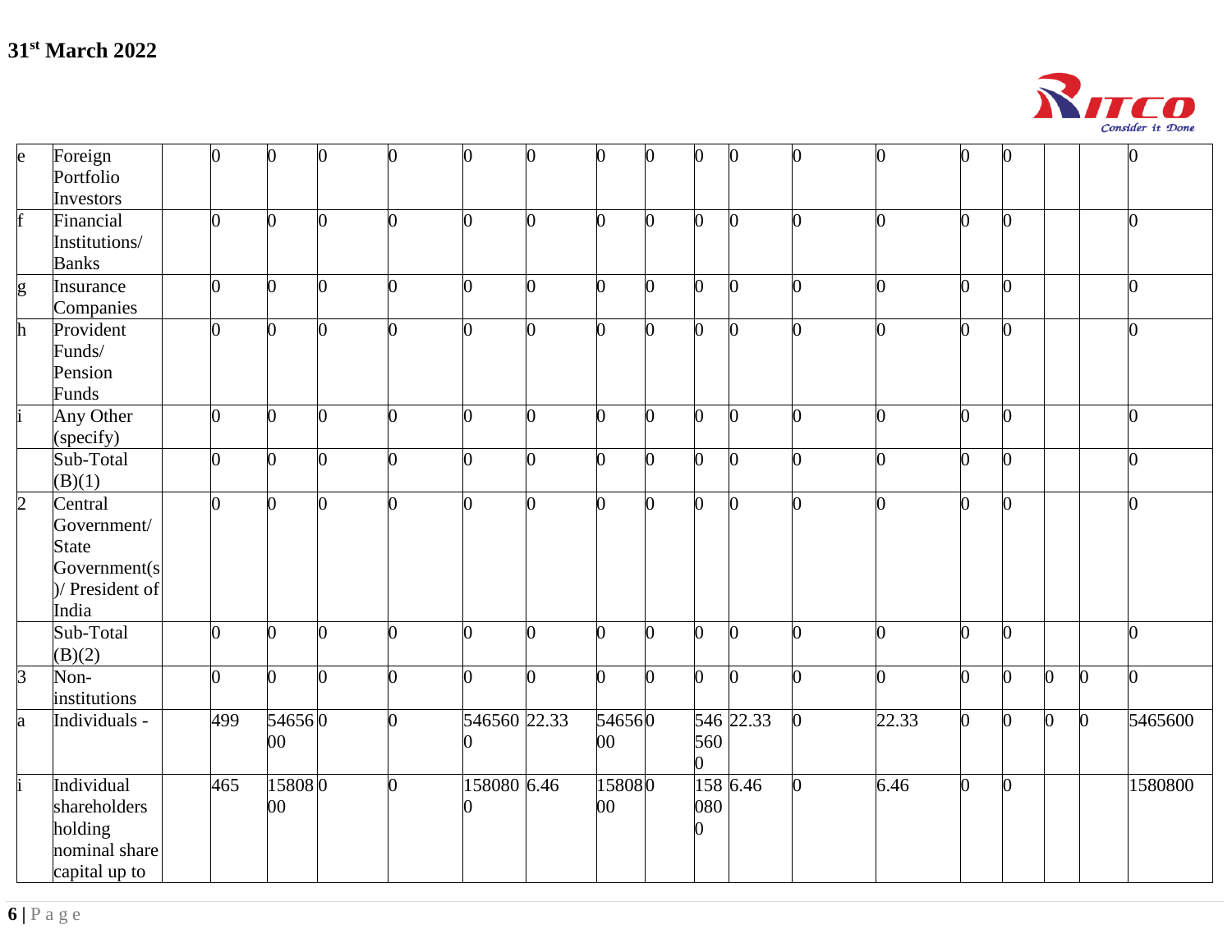| | | | | | | | | | | | | | | | | | | | |
|---|---|---|---|---|---|---|---|---|---|---|---|---|---|---|---|---|---|---|---|
| e | Foreign Portfolio Investors | | 0 | 0 | 0 | 0 | 0 | 0 | 0 | 0 | 0 | 0 | 0 | 0 | 0 | 0 | | | 0 |
| f | Financial Institutions/ Banks | | 0 | 0 | 0 | 0 | 0 | 0 | 0 | 0 | 0 | 0 | 0 | 0 | 0 | 0 | | | 0 |
| g | Insurance Companies | | 0 | 0 | 0 | 0 | 0 | 0 | 0 | 0 | 0 | 0 | 0 | 0 | 0 | 0 | | | 0 |
| h | Provident Funds/ Pension Funds | | 0 | 0 | 0 | 0 | 0 | 0 | 0 | 0 | 0 | 0 | 0 | 0 | 0 | 0 | | | 0 |
| i | Any Other (specify) | | 0 | 0 | 0 | 0 | 0 | 0 | 0 | 0 | 0 | 0 | 0 | 0 | 0 | 0 | | | 0 |
| | Sub-Total (B)(1) | | 0 | 0 | 0 | 0 | 0 | 0 | 0 | 0 | 0 | 0 | 0 | 0 | 0 | 0 | | | 0 |
| 2 | Central Government/ State Government(s)/ President of India | | 0 | 0 | 0 | 0 | 0 | 0 | 0 | 0 | 0 | 0 | 0 | 0 | 0 | 0 | | | 0 |
| | Sub-Total (B)(2) | | 0 | 0 | 0 | 0 | 0 | 0 | 0 | 0 | 0 | 0 | 0 | 0 | 0 | 0 | | | 0 |
| 3 | Non-institutions | | 0 | 0 | 0 | 0 | 0 | 0 | 0 | 0 | 0 | 0 | 0 | 0 | 0 | 0 | 0 | 0 | 0 |
| a | Individuals - | | 499 | 5465600 | 0 | 0 | 5465600 | 22.33 | 5465600 | 0 | 5465600 | 22.33 | 0 | 22.33 | 0 | 0 | 0 | 0 | 5465600 |
| i | Individual shareholders holding nominal share capital up to | | 465 | 1580800 | 0 | 0 | 1580800 | 6.46 | 1580800 | 0 | 1580800 | 6.46 | 0 | 6.46 | 0 | 0 | | | 1580800 |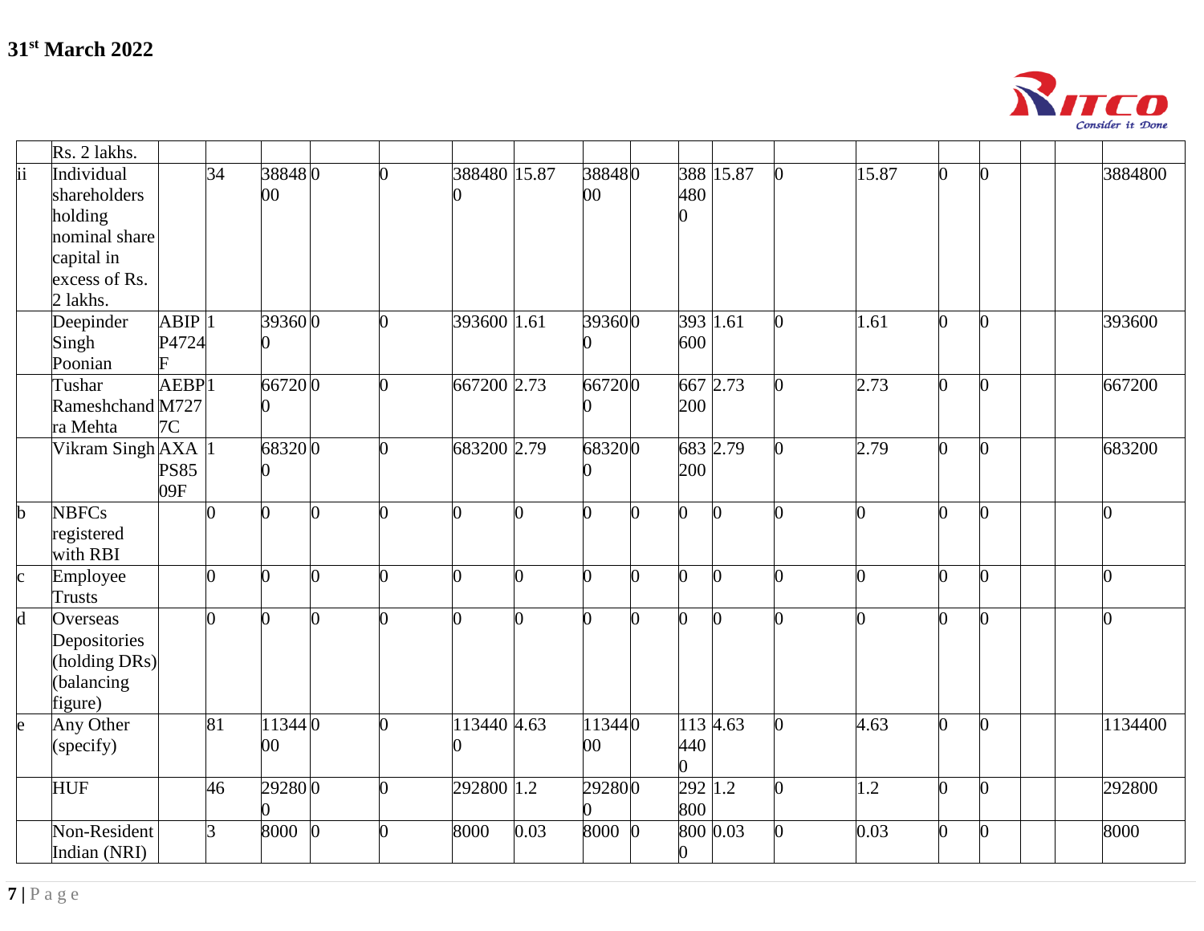| | | | | | | | | | | | | | | | | | | | |
|---|---|---|---|---|---|---|---|---|---|---|---|---|---|---|---|---|---|---|---|
| | Rs. 2 lakhs. | | | | | | | | | | | | | | | | | | |
| ii | Individual shareholders holding nominal share capital in excess of Rs. 2 lakhs. | | 34 | 3884800 | 0 | 0 | 3884800 | 15.87 | 3884800 | 0 | 3884800 | 15.87 | 0 | 15.87 | 0 | 0 | | | 3884800 |
| | Deepinder Singh Poonian | ABIPP4724F | 1 | 393600 | 0 | 0 | 393600 | 1.61 | 393600 | 0 | 393600 | 1.61 | 0 | 1.61 | 0 | 0 | | | 393600 |
| | Tushar Rameshchandra Mehta | AEBPM7277C | 1 | 667200 | 0 | 0 | 667200 | 2.73 | 667200 | 0 | 667200 | 2.73 | 0 | 2.73 | 0 | 0 | | | 667200 |
| | Vikram Singh | AXAPS8509F | 1 | 683200 | 0 | 0 | 683200 | 2.79 | 683200 | 0 | 683200 | 2.79 | 0 | 2.79 | 0 | 0 | | | 683200 |
| b | NBFCs registered with RBI | | 0 | 0 | 0 | 0 | 0 | 0 | 0 | 0 | 0 | 0 | 0 | 0 | 0 | 0 | | | 0 |
| c | Employee Trusts | | 0 | 0 | 0 | 0 | 0 | 0 | 0 | 0 | 0 | 0 | 0 | 0 | 0 | 0 | | | 0 |
| d | Overseas Depositories (holding DRs) (balancing figure) | | 0 | 0 | 0 | 0 | 0 | 0 | 0 | 0 | 0 | 0 | 0 | 0 | 0 | 0 | | | 0 |
| e | Any Other (specify) | | 81 | 1134400 | 0 | 0 | 1134400 | 4.63 | 1134400 | 0 | 1134400 | 4.63 | 0 | 4.63 | 0 | 0 | | | 1134400 |
| | HUF | | 46 | 292800 | 0 | 0 | 292800 | 1.2 | 292800 | 0 | 292800 | 1.2 | 0 | 1.2 | 0 | 0 | | | 292800 |
| | Non-Resident Indian (NRI) | | 3 | 8000 | 0 | 0 | 8000 | 0.03 | 8000 | 0 | 8000 | 0.03 | 0 | 0.03 | 0 | 0 | | | 8000 |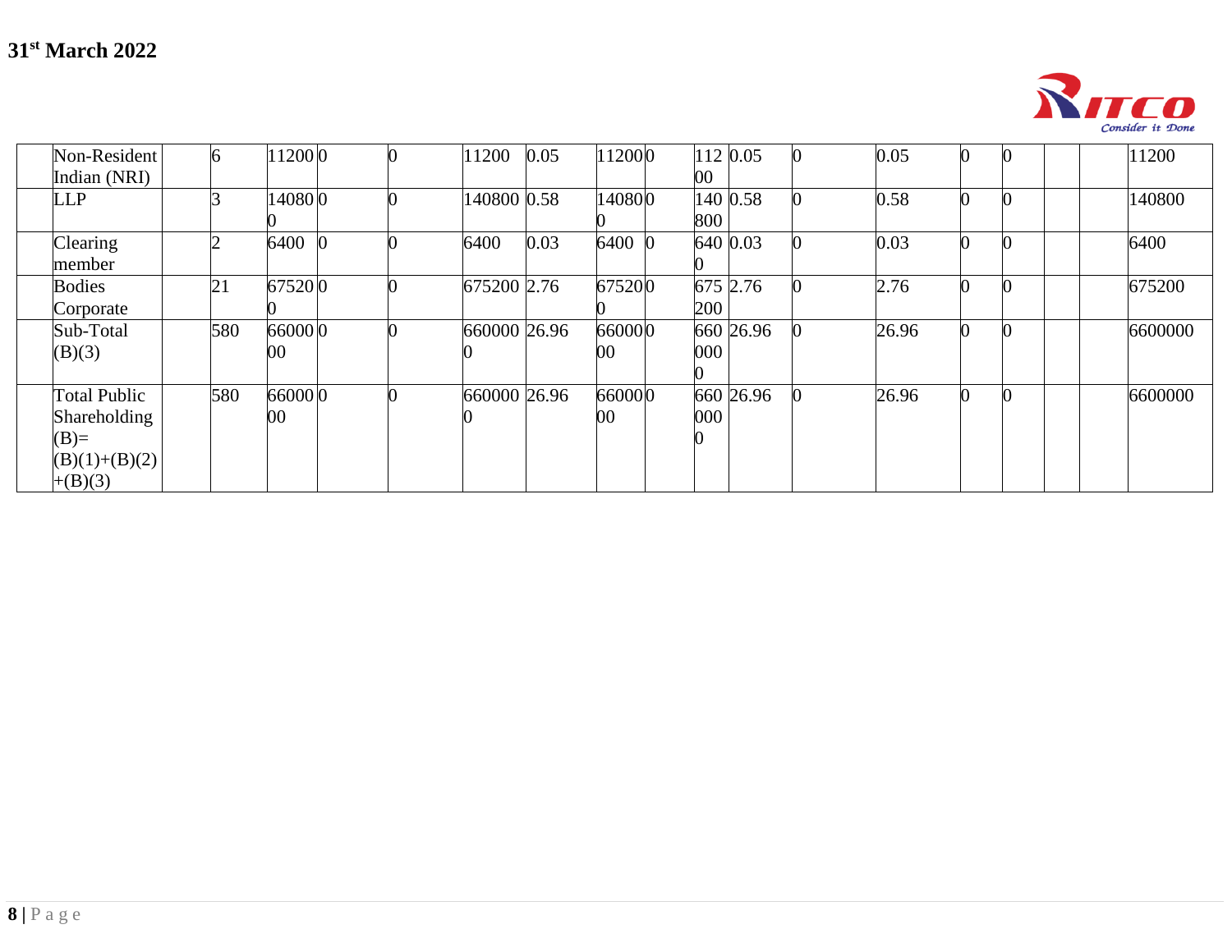**31st March 2022**

| | | | | | | | | | | | | | | | | | | | |
|---|---|---|---|---|---|---|---|---|---|---|---|---|---|---|---|---|---|---|---|
| | Non-Resident Indian (NRI) | | 6 | 11200 | 0 | 0 | 11200 | 0.05 | 11200 | 0 | 11200 | 0.05 | 0 | 0.05 | 0 | 0 | | | 11200 |
| | LLP | | 3 | 140800 | 0 | 0 | 140800 | 0.58 | 140800 | 0 | 140800 | 0.58 | 0 | 0.58 | 0 | 0 | | | 140800 |
| | Clearing member | | 2 | 6400 | 0 | 0 | 6400 | 0.03 | 6400 | 0 | 6400 | 0.03 | 0 | 0.03 | 0 | 0 | | | 6400 |
| | Bodies Corporate | | 21 | 675200 | 0 | 0 | 675200 | 2.76 | 675200 | 0 | 675200 | 2.76 | 0 | 2.76 | 0 | 0 | | | 675200 |
| | Sub-Total (B)(3) | | 580 | 6600000 | 0 | 0 | 6600000 | 26.96 | 6600000 | 0 | 6600000 | 26.96 | 0 | 26.96 | 0 | 0 | | | 6600000 |
| | Total Public Shareholding (B)= (B)(1)+(B)(2)+(B)(3) | | 580 | 6600000 | 0 | 0 | 6600000 | 26.96 | 6600000 | 0 | 6600000 | 26.96 | 0 | 26.96 | 0 | 0 | | | 6600000 |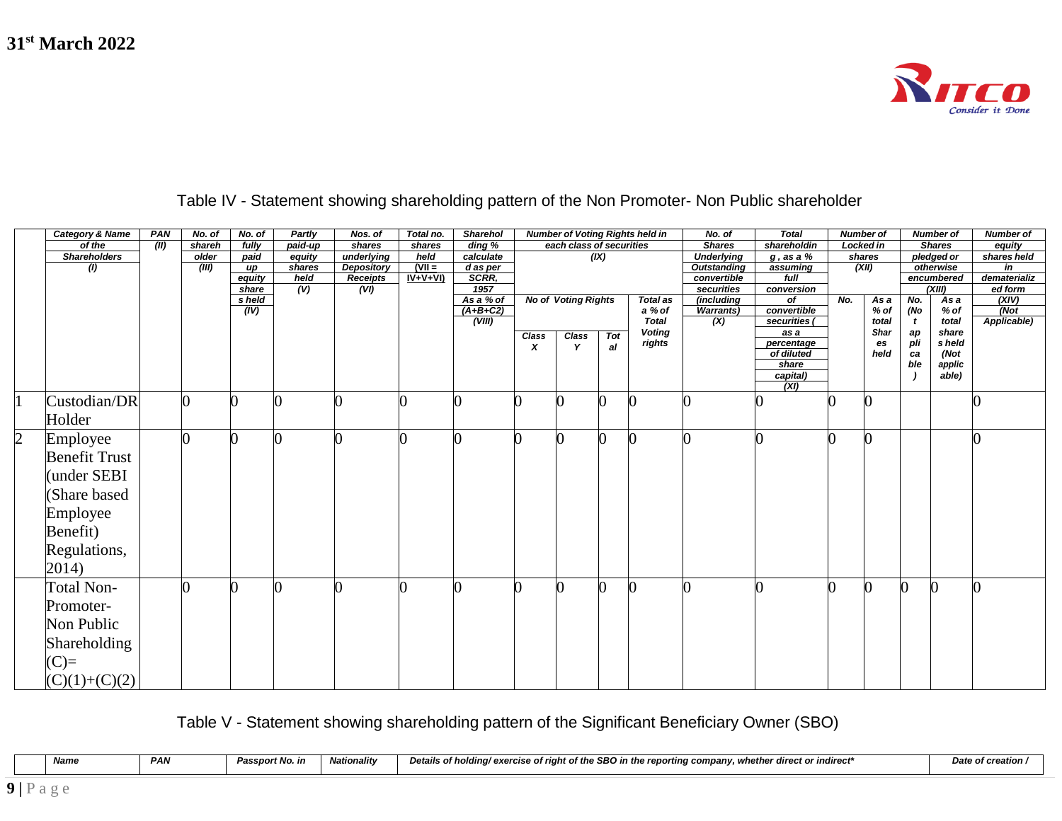**31st March 2022**

Table IV - Statement showing shareholding pattern of the Non Promoter- Non Public shareholder

| | Category & Name of the Shareholders (I) | PAN (II) | No. of shareholder (III) | No. of fully paid up equity share s held (IV) | Partly paid-up equity shares held (V) | Nos. of shares underlying Depository Receipts (VI) | Total no. shares held (VII = IV+V+VI) | Shareholding % calculated as per SCRR, 1957 As a % of (A+B+C2) (VIII) | Number of Voting Rights held in each class of securities (IX) | | | | No. of Shares Underlying Outstanding convertible securities (including Warrants) (X) | Total shareholding , as a % assuming full conversion of convertible securities ( as a percentage of diluted share capital) (XI) | Number of Locked in shares (XII) | | Number of Shares pledged or otherwise encumbered (XIII) | | Number of equity shares held in dematerialized form (XIV) (Not Applicable) |
|---|---|---|---|---|---|---|---|---|---|---|---|---|---|---|---|---|---|---|---|
| | | | | | | | | | No of Voting Rights | | | Total as a % of Total Voting rights | | | No. | As a % of total Shares held | No. (Not applicable) | As a % of total shares held (Not applicable) | |
| | | | | | | | | | Class X | Class Y | Total | | | | | | | | |
| 1 | Custodian/DR Holder | | 0 | 0 | 0 | 0 | 0 | 0 | 0 | 0 | 0 | 0 | 0 | 0 | 0 | 0 | | | 0 |
| 2 | Employee Benefit Trust (under SEBI (Share based Employee Benefit) Regulations, 2014) | | 0 | 0 | 0 | 0 | 0 | 0 | 0 | 0 | 0 | 0 | 0 | 0 | 0 | 0 | | | 0 |
| | Total Non-Promoter-Non Public Shareholding (C)= (C)(1)+(C)(2) | | 0 | 0 | 0 | 0 | 0 | 0 | 0 | 0 | 0 | 0 | 0 | 0 | 0 | 0 | 0 | 0 | 0 |

Table V - Statement showing shareholding pattern of the Significant Beneficiary Owner (SBO)

| | Name | PAN | Passport No. in | Nationality | Details of holding/ exercise of right of the SBO in the reporting company, whether direct or indirect* | Date of creation / |
|---|---|---|---|---|---|---|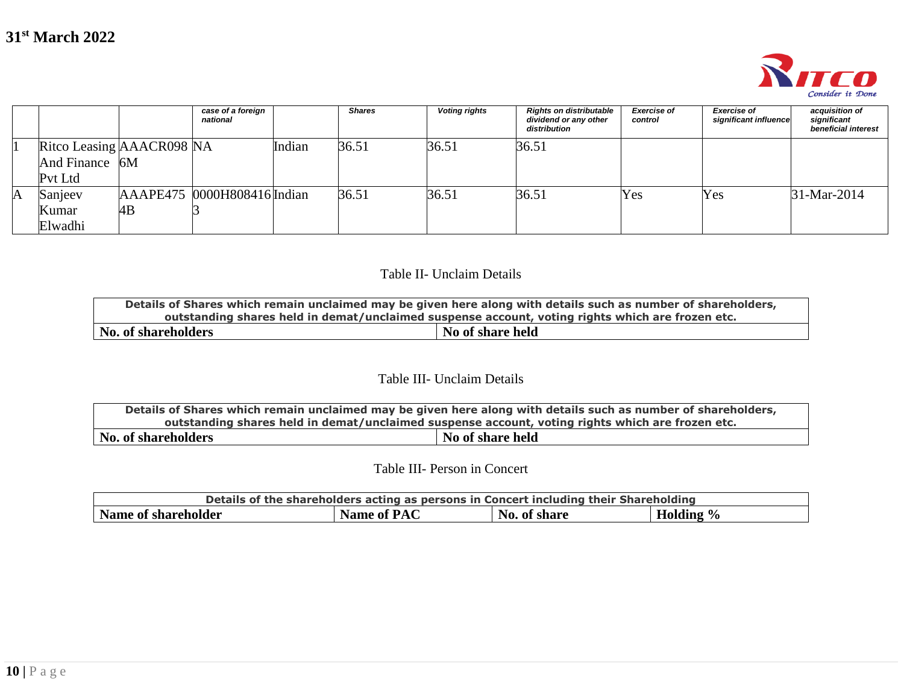## 31st March 2022

| | | | case of a foreign national | | Shares | Voting rights | Rights on distributable dividend or any other distribution | Exercise of control | Exercise of significant influence | acquisition of significant beneficial interest |
|---|---|---|---|---|---|---|---|---|---|---|
| 1 | Ritco Leasing And Finance Pvt Ltd | AACR0986M | NA | Indian | 36.51 | 36.51 | 36.51 | | | |
| A | Sanjeev Kumar Elwadhi | AAAPE4754B | 0000H8084163 | Indian | 36.51 | 36.51 | 36.51 | Yes | Yes | 31-Mar-2014 |

Table II- Unclaim Details

| Details of Shares which remain unclaimed may be given here along with details such as number of shareholders, outstanding shares held in demat/unclaimed suspense account, voting rights which are frozen etc. | |
|---|---|
| **No. of shareholders** | **No of share held** |

Table III- Unclaim Details

| Details of Shares which remain unclaimed may be given here along with details such as number of shareholders, outstanding shares held in demat/unclaimed suspense account, voting rights which are frozen etc. | |
|---|---|
| **No. of shareholders** | **No of share held** |

Table III- Person in Concert

| Details of the shareholders acting as persons in Concert including their Shareholding | | | |
|---|---|---|---|
| **Name of shareholder** | **Name of PAC** | **No. of share** | **Holding %** |